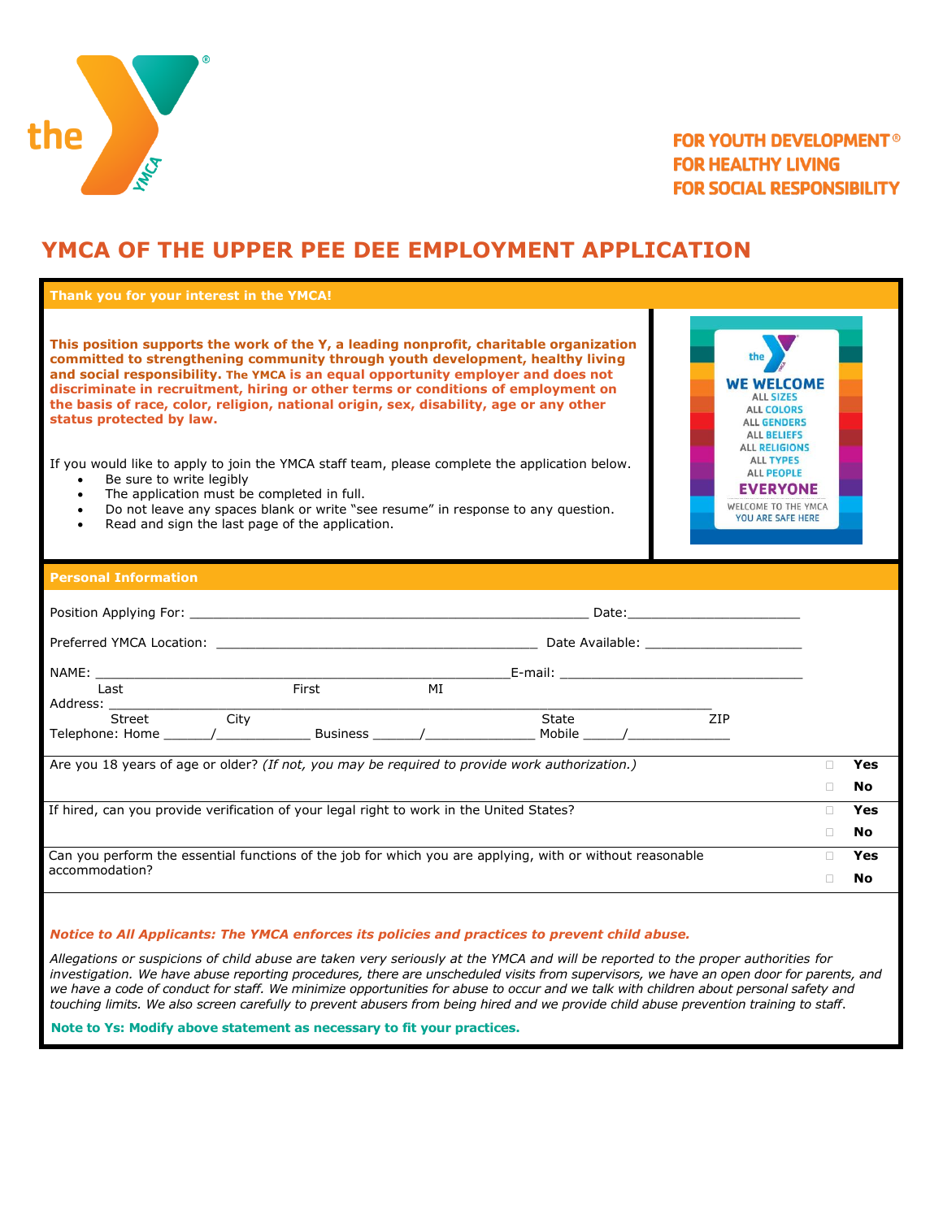FOR YOUTH DEVELOPMENT®
FOR HEALTHY LIVING
FOR SOCIAL RESPONSIBILITY

# YMCA OF THE UPPER PEE DEE EMPLOYMENT APPLICATION

**Thank you for your interest in the YMCA!**

**This position supports the work of the Y, a leading nonprofit, charitable organization committed to strengthening community through youth development, healthy living and social responsibility. The YMCA is an equal opportunity employer and does not discriminate in recruitment, hiring or other terms or conditions of employment on the basis of race, color, religion, national origin, sex, disability, age or any other status protected by law.**

If you would like to apply to join the YMCA staff team, please complete the application below.

- Be sure to write legibly
- The application must be completed in full.
- Do not leave any spaces blank or write "see resume" in response to any question.
- Read and sign the last page of the application.

the Y
WE WELCOME
ALL SIZES
ALL COLORS
ALL GENDERS
ALL BELIEFS
ALL RELIGIONS
ALL TYPES
ALL PEOPLE
EVERYONE
WELCOME TO THE YMCA
YOU ARE SAFE HERE

## Personal Information

Position Applying For: ______________________________________________ Date:____________________

Preferred YMCA Location: ________________________________________ Date Available: ____________________

NAME: ______________________________________________E-mail: ______________________________
Last First MI

Address: ________________________________________________________________________________
Street City State ZIP

Telephone: Home ______/____________ Business ______/______________ Mobile _____/_____________

| Question | | |
|---|---|---|
| Are you 18 years of age or older? *(If not, you may be required to provide work authorization.)* | ☐ **Yes** | ☐ **No** |
| If hired, can you provide verification of your legal right to work in the United States? | ☐ **Yes** | ☐ **No** |
| Can you perform the essential functions of the job for which you are applying, with or without reasonable accommodation? | ☐ **Yes** | ☐ **No** |

***Notice to All Applicants: The YMCA enforces its policies and practices to prevent child abuse.***

*Allegations or suspicions of child abuse are taken very seriously at the YMCA and will be reported to the proper authorities for investigation. We have abuse reporting procedures, there are unscheduled visits from supervisors, we have an open door for parents, and we have a code of conduct for staff. We minimize opportunities for abuse to occur and we talk with children about personal safety and touching limits. We also screen carefully to prevent abusers from being hired and we provide child abuse prevention training to staff.*

**Note to Ys: Modify above statement as necessary to fit your practices.**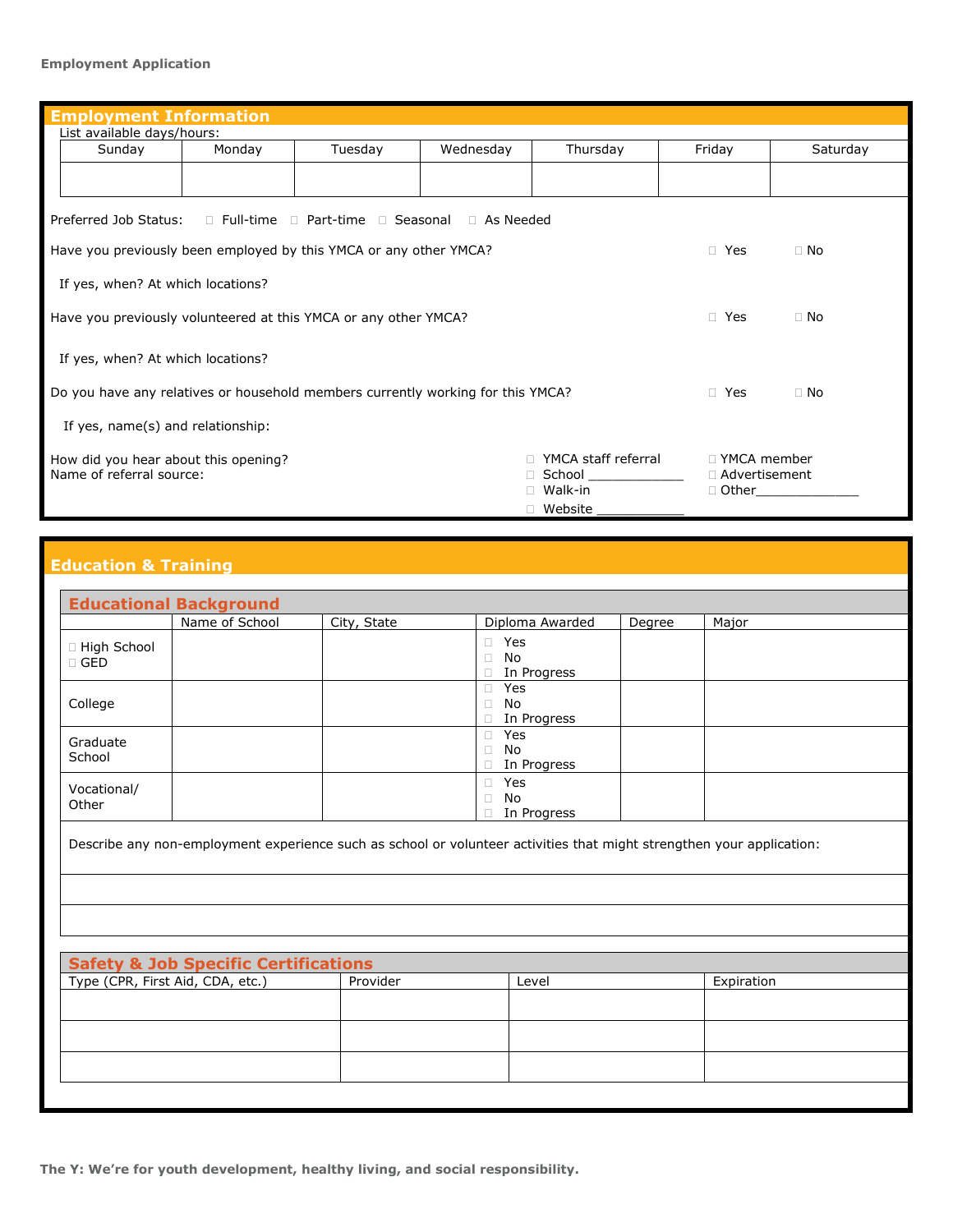Employment Application

## Employment Information

List available days/hours:

| Sunday | Monday | Tuesday | Wednesday | Thursday | Friday | Saturday |
|---|---|---|---|---|---|---|
| | | | | | | |

Preferred Job Status: ☐ Full-time ☐ Part-time ☐ Seasonal ☐ As Needed

Have you previously been employed by this YMCA or any other YMCA? ☐ Yes ☐ No

If yes, when? At which locations?

Have you previously volunteered at this YMCA or any other YMCA? ☐ Yes ☐ No

If yes, when? At which locations?

Do you have any relatives or household members currently working for this YMCA? ☐ Yes ☐ No

If yes, name(s) and relationship:

How did you hear about this opening?
Name of referral source:

☐ YMCA staff referral
☐ School ____________
☐ Walk-in
☐ Website ___________
☐ YMCA member
☐ Advertisement
☐ Other_____________

## Education & Training

### Educational Background

| | Name of School | City, State | Diploma Awarded | Degree | Major |
|---|---|---|---|---|---|
| ☐ High School ☐ GED | | | ☐ Yes ☐ No ☐ In Progress | | |
| College | | | ☐ Yes ☐ No ☐ In Progress | | |
| Graduate School | | | ☐ Yes ☐ No ☐ In Progress | | |
| Vocational/ Other | | | ☐ Yes ☐ No ☐ In Progress | | |

Describe any non-employment experience such as school or volunteer activities that might strengthen your application:

### Safety & Job Specific Certifications

| Type (CPR, First Aid, CDA, etc.) | Provider | Level | Expiration |
|---|---|---|---|
| | | | |
| | | | |
| | | | |

The Y: We're for youth development, healthy living, and social responsibility.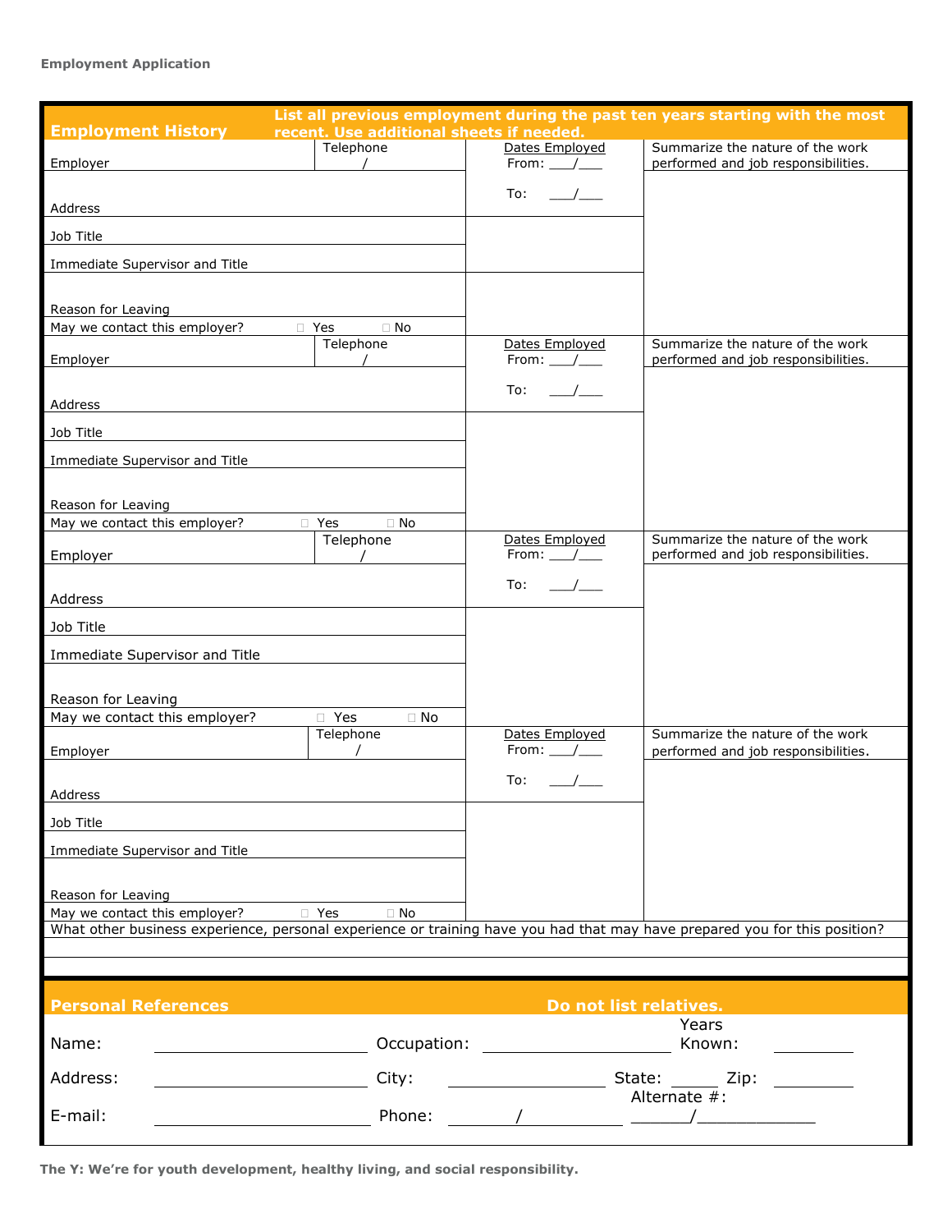Employment Application

## Employment History

**List all previous employment during the past ten years starting with the most recent. Use additional sheets if needed.**

| Employer | Telephone / | Dates Employed From: ___/___ To: ___/___ | Summarize the nature of the work performed and job responsibilities. |
|---|---|---|---|
| Address | | | |
| Job Title | | | |
| Immediate Supervisor and Title | | | |
| Reason for Leaving | | | |
| May we contact this employer? ☐ Yes ☐ No | | | |

| Employer | Telephone / | Dates Employed From: ___/___ To: ___/___ | Summarize the nature of the work performed and job responsibilities. |
|---|---|---|---|
| Address | | | |
| Job Title | | | |
| Immediate Supervisor and Title | | | |
| Reason for Leaving | | | |
| May we contact this employer? ☐ Yes ☐ No | | | |

| Employer | Telephone / | Dates Employed From: ___/___ To: ___/___ | Summarize the nature of the work performed and job responsibilities. |
|---|---|---|---|
| Address | | | |
| Job Title | | | |
| Immediate Supervisor and Title | | | |
| Reason for Leaving | | | |
| May we contact this employer? ☐ Yes ☐ No | | | |

| Employer | Telephone / | Dates Employed From: ___/___ To: ___/___ | Summarize the nature of the work performed and job responsibilities. |
|---|---|---|---|
| Address | | | |
| Job Title | | | |
| Immediate Supervisor and Title | | | |
| Reason for Leaving | | | |
| May we contact this employer? ☐ Yes ☐ No | | | |

What other business experience, personal experience or training have you had that may have prepared you for this position?

______________________________________________

______________________________________________

## Personal References

**Do not list relatives.**

Name: ____________________ Occupation: ____________________ Years Known: __________

Address: ____________________ City: ____________________ State: ______ Zip: __________

E-mail: ____________________ Phone: ______/__________ Alternate #: ______/__________

**The Y: We're for youth development, healthy living, and social responsibility.**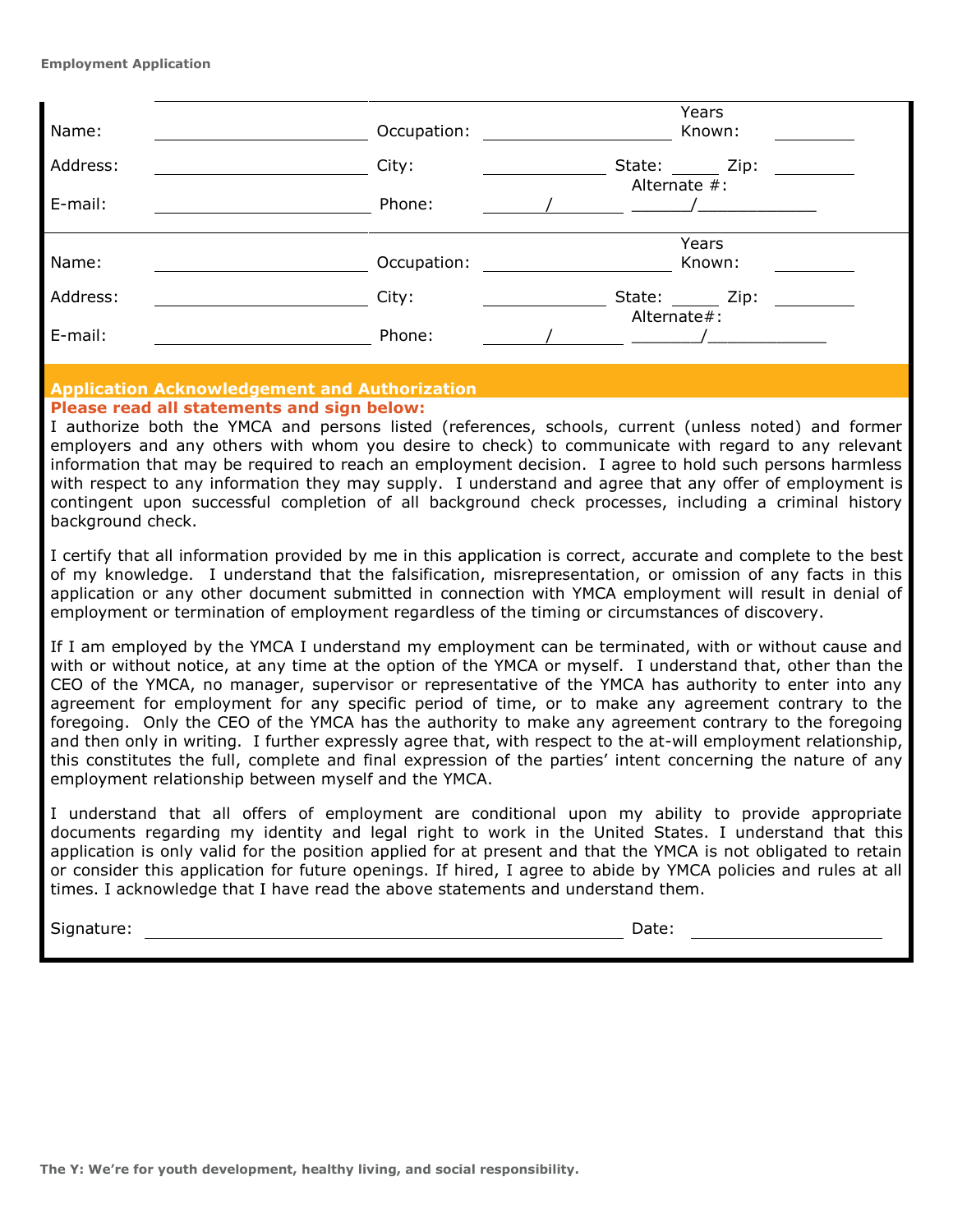| | | | | | |
|---|---|---|---|---|---|
| Name: | | Occupation: | | Years Known: | |
| Address: | | City: | | State: ______ Zip: | |
| E-mail: | | Phone: | ______/______ | Alternate #: ______/______ | |

| | | | | | |
|---|---|---|---|---|---|
| Name: | | Occupation: | | Years Known: | |
| Address: | | City: | | State: ______ Zip: | |
| E-mail: | | Phone: | ______/______ | Alternate#: ______/______ | |

## Application Acknowledgement and Authorization

**Please read all statements and sign below:**

I authorize both the YMCA and persons listed (references, schools, current (unless noted) and former employers and any others with whom you desire to check) to communicate with regard to any relevant information that may be required to reach an employment decision. I agree to hold such persons harmless with respect to any information they may supply. I understand and agree that any offer of employment is contingent upon successful completion of all background check processes, including a criminal history background check.

I certify that all information provided by me in this application is correct, accurate and complete to the best of my knowledge. I understand that the falsification, misrepresentation, or omission of any facts in this application or any other document submitted in connection with YMCA employment will result in denial of employment or termination of employment regardless of the timing or circumstances of discovery.

If I am employed by the YMCA I understand my employment can be terminated, with or without cause and with or without notice, at any time at the option of the YMCA or myself. I understand that, other than the CEO of the YMCA, no manager, supervisor or representative of the YMCA has authority to enter into any agreement for employment for any specific period of time, or to make any agreement contrary to the foregoing. Only the CEO of the YMCA has the authority to make any agreement contrary to the foregoing and then only in writing. I further expressly agree that, with respect to the at-will employment relationship, this constitutes the full, complete and final expression of the parties' intent concerning the nature of any employment relationship between myself and the YMCA.

I understand that all offers of employment are conditional upon my ability to provide appropriate documents regarding my identity and legal right to work in the United States. I understand that this application is only valid for the position applied for at present and that the YMCA is not obligated to retain or consider this application for future openings. If hired, I agree to abide by YMCA policies and rules at all times. I acknowledge that I have read the above statements and understand them.

Signature: ______________________________ Date: ______________